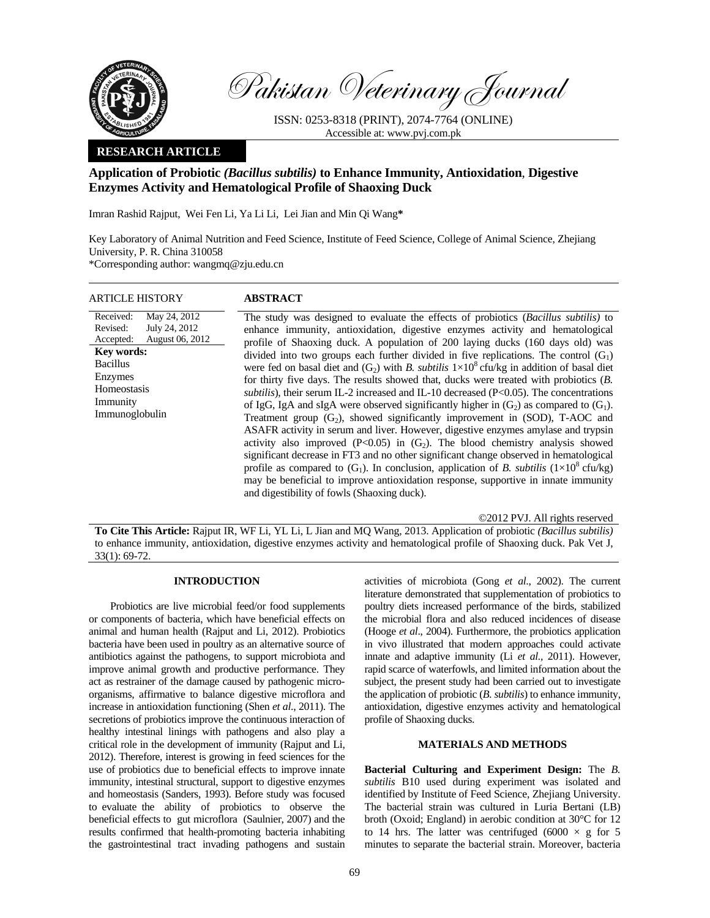Pakistan Veterinary Journal

ISSN: 0253-8318 (PRINT), 2074-7764 (ONLINE)
Accessible at: www.pvj.com.pk

**RESEARCH ARTICLE**

# Application of Probiotic *(Bacillus subtilis)* to Enhance Immunity, Antioxidation, Digestive Enzymes Activity and Hematological Profile of Shaoxing Duck

Imran Rashid Rajput, Wei Fen Li, Ya Li Li, Lei Jian and Min Qi Wang*

Key Laboratory of Animal Nutrition and Feed Science, Institute of Feed Science, College of Animal Science, Zhejiang University, P. R. China 310058

*Corresponding author: wangmq@zju.edu.cn

**ARTICLE HISTORY**

Received: May 24, 2012
Revised: July 24, 2012
Accepted: August 06, 2012

**Key words:**
Bacillus
Enzymes
Homeostasis
Immunity
Immunoglobulin

**ABSTRACT**

The study was designed to evaluate the effects of probiotics (*Bacillus subtilis)* to enhance immunity, antioxidation, digestive enzymes activity and hematological profile of Shaoxing duck. A population of 200 laying ducks (160 days old) was divided into two groups each further divided in five replications. The control ($G_1$) were fed on basal diet and ($G_2$) with *B. subtilis* $1\times10^8$ cfu/kg in addition of basal diet for thirty five days. The results showed that, ducks were treated with probiotics (*B. subtilis*), their serum IL-2 increased and IL-10 decreased ($P<0.05$). The concentrations of IgG, IgA and sIgA were observed significantly higher in ($G_2$) as compared to ($G_1$). Treatment group ($G_2$), showed significantly improvement in (SOD), T-AOC and ASAFR activity in serum and liver. However, digestive enzymes amylase and trypsin activity also improved ($P<0.05$) in ($G_2$). The blood chemistry analysis showed significant decrease in FT3 and no other significant change observed in hematological profile as compared to ($G_1$). In conclusion, application of *B. subtilis* ($1\times10^8$ cfu/kg) may be beneficial to improve antioxidation response, supportive in innate immunity and digestibility of fowls (Shaoxing duck).

©2012 PVJ. All rights reserved

**To Cite This Article:** Rajput IR, WF Li, YL Li, L Jian and MQ Wang, 2013. Application of probiotic *(Bacillus subtilis)* to enhance immunity, antioxidation, digestive enzymes activity and hematological profile of Shaoxing duck. Pak Vet J, 33(1): 69-72.

## INTRODUCTION

Probiotics are live microbial feed/or food supplements or components of bacteria, which have beneficial effects on animal and human health (Rajput and Li, 2012). Probiotics bacteria have been used in poultry as an alternative source of antibiotics against the pathogens, to support microbiota and improve animal growth and productive performance. They act as restrainer of the damage caused by pathogenic micro-organisms, affirmative to balance digestive microflora and increase in antioxidation functioning (Shen *et al*., 2011). The secretions of probiotics improve the continuous interaction of healthy intestinal linings with pathogens and also play a critical role in the development of immunity (Rajput and Li, 2012). Therefore, interest is growing in feed sciences for the use of probiotics due to beneficial effects to improve innate immunity, intestinal structural, support to digestive enzymes and homeostasis (Sanders, 1993). Before study was focused to evaluate the ability of probiotics to observe the beneficial effects to gut microflora (Saulnier, 2007) and the results confirmed that health-promoting bacteria inhabiting the gastrointestinal tract invading pathogens and sustain activities of microbiota (Gong *et al*., 2002). The current literature demonstrated that supplementation of probiotics to poultry diets increased performance of the birds, stabilized the microbial flora and also reduced incidences of disease (Hooge *et al*., 2004). Furthermore, the probiotics application in vivo illustrated that modern approaches could activate innate and adaptive immunity (Li *et al*., 2011). However, rapid scarce of waterfowls, and limited information about the subject, the present study had been carried out to investigate the application of probiotic (*B. subtilis*) to enhance immunity, antioxidation, digestive enzymes activity and hematological profile of Shaoxing ducks.

## MATERIALS AND METHODS

**Bacterial Culturing and Experiment Design:** The *B. subtilis* B10 used during experiment was isolated and identified by Institute of Feed Science, Zhejiang University. The bacterial strain was cultured in Luria Bertani (LB) broth (Oxoid; England) in aerobic condition at 30°C for 12 to 14 hrs. The latter was centrifuged (6000 × g for 5 minutes to separate the bacterial strain. Moreover, bacteria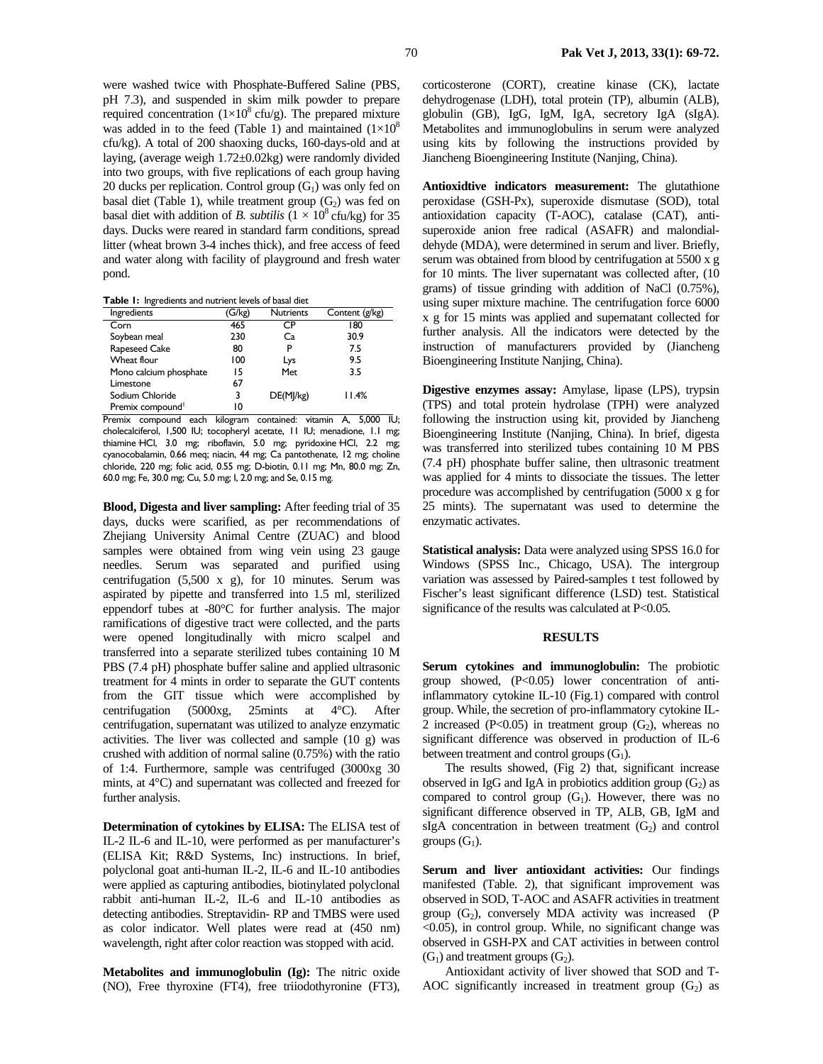were washed twice with Phosphate-Buffered Saline (PBS, pH 7.3), and suspended in skim milk powder to prepare required concentration ($1\times10^8$ cfu/g). The prepared mixture was added in to the feed (Table 1) and maintained ($1\times10^8$ cfu/kg). A total of 200 shaoxing ducks, 160-days-old and at laying, (average weigh 1.72±0.02kg) were randomly divided into two groups, with five replications of each group having 20 ducks per replication. Control group ($G_1$) was only fed on basal diet (Table 1), while treatment group ($G_2$) was fed on basal diet with addition of *B. subtilis* ($1 \times 10^8$ cfu/kg) for 35 days. Ducks were reared in standard farm conditions, spread litter (wheat brown 3-4 inches thick), and free access of feed and water along with facility of playground and fresh water pond.

**Table 1:** Ingredients and nutrient levels of basal diet

| Ingredients | (G/kg) | Nutrients | Content (g/kg) |
|---|---|---|---|
| Corn | 465 | CP | 180 |
| Soybean meal | 230 | Ca | 30.9 |
| Rapeseed Cake | 80 | P | 7.5 |
| Wheat flour | 100 | Lys | 9.5 |
| Mono calcium phosphate | 15 | Met | 3.5 |
| Limestone | 67 | | |
| Sodium Chloride | 3 | DE(MJ/kg) | 11.4% |
| Premix compound[1] | 10 | | |

Premix compound each kilogram contained: vitamin A, 5,000 IU; cholecalciferol, 1,500 IU; tocopheryl acetate, 11 IU; menadione, 1.1 mg; thiamine HCl, 3.0 mg; riboflavin, 5.0 mg; pyridoxine HCl, 2.2 mg; cyanocobalamin, 0.66 meq; niacin, 44 mg; Ca pantothenate, 12 mg; choline chloride, 220 mg; folic acid, 0.55 mg; D-biotin, 0.11 mg; Mn, 80.0 mg; Zn, 60.0 mg; Fe, 30.0 mg; Cu, 5.0 mg; I, 2.0 mg; and Se, 0.15 mg.

**Blood, Digesta and liver sampling:** After feeding trial of 35 days, ducks were scarified, as per recommendations of Zhejiang University Animal Centre (ZUAC) and blood samples were obtained from wing vein using 23 gauge needles. Serum was separated and purified using centrifugation (5,500 x g), for 10 minutes. Serum was aspirated by pipette and transferred into 1.5 ml, sterilized eppendorf tubes at -80°C for further analysis. The major ramifications of digestive tract were collected, and the parts were opened longitudinally with micro scalpel and transferred into a separate sterilized tubes containing 10 M PBS (7.4 pH) phosphate buffer saline and applied ultrasonic treatment for 4 mints in order to separate the GUT contents from the GIT tissue which were accomplished by centrifugation (5000xg, 25mints at 4°C). After centrifugation, supernatant was utilized to analyze enzymatic activities. The liver was collected and sample (10 g) was crushed with addition of normal saline (0.75%) with the ratio of 1:4. Furthermore, sample was centrifuged (3000xg 30 mints, at 4°C) and supernatant was collected and freezed for further analysis.

**Determination of cytokines by ELISA:** The ELISA test of IL-2 IL-6 and IL-10, were performed as per manufacturer's (ELISA Kit; R&D Systems, Inc) instructions. In brief, polyclonal goat anti-human IL-2, IL-6 and IL-10 antibodies were applied as capturing antibodies, biotinylated polyclonal rabbit anti-human IL-2, IL-6 and IL-10 antibodies as detecting antibodies. Streptavidin- RP and TMBS were used as color indicator. Well plates were read at (450 nm) wavelength, right after color reaction was stopped with acid.

**Metabolites and immunoglobulin (Ig):** The nitric oxide (NO), Free thyroxine (FT4), free triiodothyronine (FT3), corticosterone (CORT), creatine kinase (CK), lactate dehydrogenase (LDH), total protein (TP), albumin (ALB), globulin (GB), IgG, IgM, IgA, secretory IgA (sIgA). Metabolites and immunoglobulins in serum were analyzed using kits by following the instructions provided by Jiancheng Bioengineering Institute (Nanjing, China).

**Antioxidtive indicators measurement:** The glutathione peroxidase (GSH-Px), superoxide dismutase (SOD), total antioxidation capacity (T-AOC), catalase (CAT), anti-superoxide anion free radical (ASAFR) and malondial-dehyde (MDA), were determined in serum and liver. Briefly, serum was obtained from blood by centrifugation at 5500 x g for 10 mints. The liver supernatant was collected after, (10 grams) of tissue grinding with addition of NaCl (0.75%), using super mixture machine. The centrifugation force 6000 x g for 15 mints was applied and supernatant collected for further analysis. All the indicators were detected by the instruction of manufacturers provided by (Jiancheng Bioengineering Institute Nanjing, China).

**Digestive enzymes assay:** Amylase, lipase (LPS), trypsin (TPS) and total protein hydrolase (TPH) were analyzed following the instruction using kit, provided by Jiancheng Bioengineering Institute (Nanjing, China). In brief, digesta was transferred into sterilized tubes containing 10 M PBS (7.4 pH) phosphate buffer saline, then ultrasonic treatment was applied for 4 mints to dissociate the tissues. The letter procedure was accomplished by centrifugation (5000 x g for 25 mints). The supernatant was used to determine the enzymatic activates.

**Statistical analysis:** Data were analyzed using SPSS 16.0 for Windows (SPSS Inc., Chicago, USA). The intergroup variation was assessed by Paired-samples t test followed by Fischer's least significant difference (LSD) test. Statistical significance of the results was calculated at $P<0.05$.

## RESULTS

**Serum cytokines and immunoglobulin:** The probiotic group showed, ($P<0.05$) lower concentration of anti-inflammatory cytokine IL-10 (Fig.1) compared with control group. While, the secretion of pro-inflammatory cytokine IL-2 increased ($P<0.05$) in treatment group ($G_2$), whereas no significant difference was observed in production of IL-6 between treatment and control groups ($G_1$).

The results showed, (Fig 2) that, significant increase observed in IgG and IgA in probiotics addition group ($G_2$) as compared to control group ($G_1$). However, there was no significant difference observed in TP, ALB, GB, IgM and sIgA concentration in between treatment ($G_2$) and control groups ($G_1$).

**Serum and liver antioxidant activities:** Our findings manifested (Table. 2), that significant improvement was observed in SOD, T-AOC and ASAFR activities in treatment group ($G_2$), conversely MDA activity was increased ($P<0.05$), in control group. While, no significant change was observed in GSH-PX and CAT activities in between control ($G_1$) and treatment groups ($G_2$).

Antioxidant activity of liver showed that SOD and T-AOC significantly increased in treatment group ($G_2$) as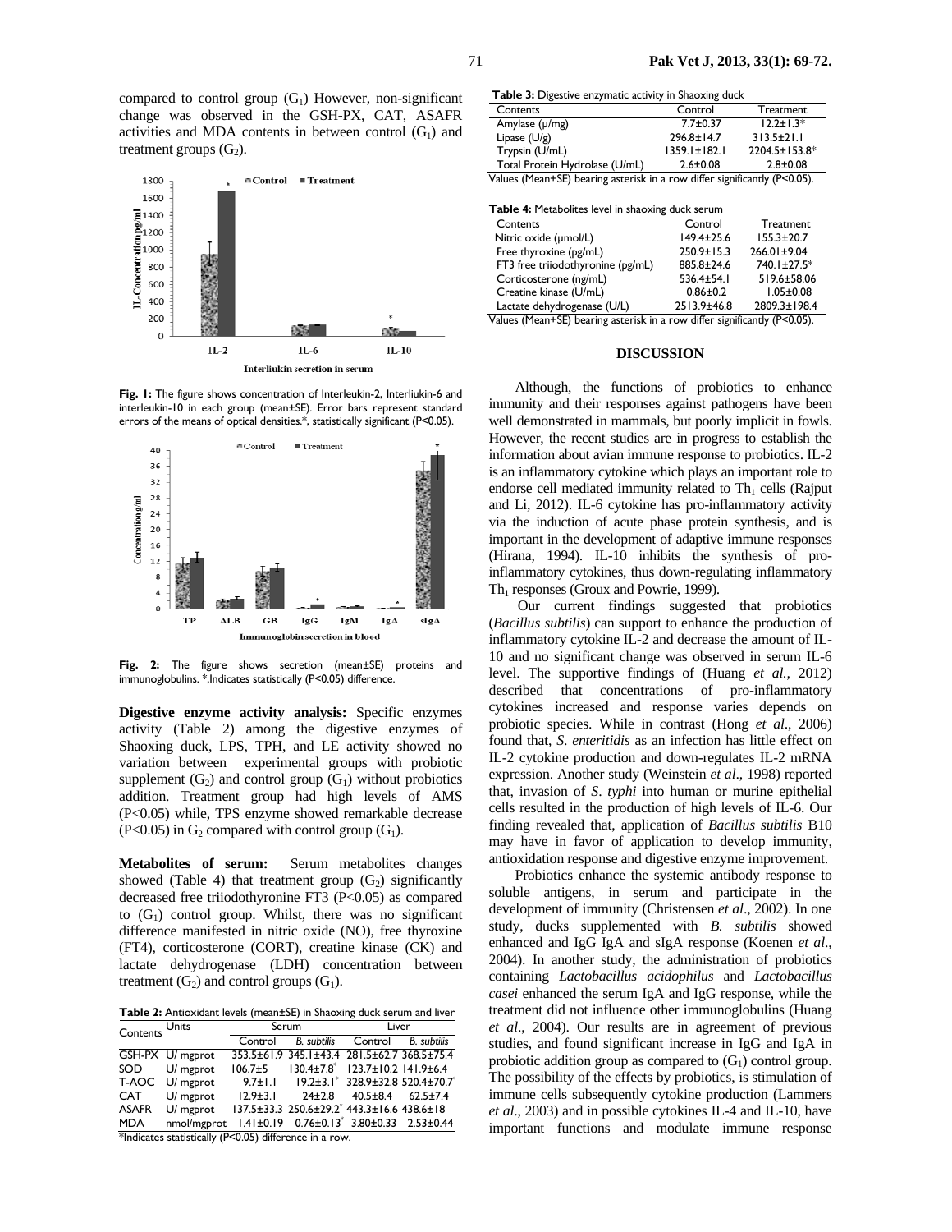compared to control group ($G_1$) However, non-significant change was observed in the GSH-PX, CAT, ASAFR activities and MDA contents in between control ($G_1$) and treatment groups ($G_2$).

Control Treatment

IL-Concentration pg/ml

1800 1600 1400 1200 1000 800 600 400 200 0

IL-2 IL-6 IL-10

Interliukin secretion in serum

**Fig. 1:** The figure shows concentration of Interleukin-2, Interliukin-6 and interleukin-10 in each group (mean±SE). Error bars represent standard errors of the means of optical densities.*, statistically significant (P<0.05).

Control Treatment

Concentration g/ml

40 36 32 28 24 20 16 12 8 4 0

TP ALB GB IgG IgM IgA sIgA

Immunoglobin secretion in blood

**Fig. 2:** The figure shows secretion (mean±SE) proteins and immunoglobulins. *,Indicates statistically (P<0.05) difference.

**Digestive enzyme activity analysis:** Specific enzymes activity (Table 2) among the digestive enzymes of Shaoxing duck, LPS, TPH, and LE activity showed no variation between experimental groups with probiotic supplement ($G_2$) and control group ($G_1$) without probiotics addition. Treatment group had high levels of AMS (P<0.05) while, TPS enzyme showed remarkable decrease (P<0.05) in $G_2$ compared with control group ($G_1$).

**Metabolites of serum:** Serum metabolites changes showed (Table 4) that treatment group ($G_2$) significantly decreased free triiodothyronine FT3 (P<0.05) as compared to ($G_1$) control group. Whilst, there was no significant difference manifested in nitric oxide (NO), free thyroxine (FT4), corticosterone (CORT), creatine kinase (CK) and lactate dehydrogenase (LDH) concentration between treatment ($G_2$) and control groups ($G_1$).

**Table 2:** Antioxidant levels (mean±SE) in Shaoxing duck serum and liver

| Contents | Units | Serum | | Liver | |
|---|---|---|---|---|---|
| | | Control | *B. subtilis* | Control | *B. subtilis* |
| GSH-PX | U/ mgprot | 353.5±61.9 | 345.1±43.4 | 281.5±62.7 | 368.5±75.4 |
| SOD | U/ mgprot | 106.7±5 | 130.4±7.8* | 123.7±10.2 | 141.9±6.4 |
| T-AOC | U/ mgprot | 9.7±1.1 | 19.2±3.1* | 328.9±32.8 | 520.4±70.7* |
| CAT | U/ mgprot | 12.9±3.1 | 24±2.8 | 40.5±8.4 | 62.5±7.4 |
| ASAFR | U/ mgprot | 137.5±33.3 | 250.6±29.2* | 443.3±16.6 | 438.6±18 |
| MDA | nmol/mgprot | 1.41±0.19 | 0.76±0.13* | 3.80±0.33 | 2.53±0.44 |

*Indicates statistically (P<0.05) difference in a row.

**Table 3:** Digestive enzymatic activity in Shaoxing duck

| Contents | Control | Treatment |
|---|---|---|
| Amylase (μ/mg) | 7.7±0.37 | 12.2±1.3* |
| Lipase (U/g) | 296.8±14.7 | 313.5±21.1 |
| Trypsin (U/mL) | 1359.1±182.1 | 2204.5±153.8* |
| Total Protein Hydrolase (U/mL) | 2.6±0.08 | 2.8±0.08 |

Values (Mean+SE) bearing asterisk in a row differ significantly (P<0.05).

**Table 4:** Metabolites level in shaoxing duck serum

| Contents | Control | Treatment |
|---|---|---|
| Nitric oxide (μmol/L) | 149.4±25.6 | 155.3±20.7 |
| Free thyroxine (pg/mL) | 250.9±15.3 | 266.01±9.04 |
| FT3 free triiodothyronine (pg/mL) | 885.8±24.6 | 740.1±27.5* |
| Corticosterone (ng/mL) | 536.4±54.1 | 519.6±58.06 |
| Creatine kinase (U/mL) | 0.86±0.2 | 1.05±0.08 |
| Lactate dehydrogenase (U/L) | 2513.9±46.8 | 2809.3±198.4 |

Values (Mean+SE) bearing asterisk in a row differ significantly (P<0.05).

## DISCUSSION

Although, the functions of probiotics to enhance immunity and their responses against pathogens have been well demonstrated in mammals, but poorly implicit in fowls. However, the recent studies are in progress to establish the information about avian immune response to probiotics. IL-2 is an inflammatory cytokine which plays an important role to endorse cell mediated immunity related to $Th_1$ cells (Rajput and Li, 2012). IL-6 cytokine has pro-inflammatory activity via the induction of acute phase protein synthesis, and is important in the development of adaptive immune responses (Hirana, 1994). IL-10 inhibits the synthesis of pro-inflammatory cytokines, thus down-regulating inflammatory $Th_1$ responses (Groux and Powrie, 1999).

Our current findings suggested that probiotics (*Bacillus subtilis*) can support to enhance the production of inflammatory cytokine IL-2 and decrease the amount of IL-10 and no significant change was observed in serum IL-6 level. The supportive findings of (Huang *et al.,* 2012) described that concentrations of pro-inflammatory cytokines increased and response varies depends on probiotic species. While in contrast (Hong *et al*., 2006) found that, *S. enteritidis* as an infection has little effect on IL-2 cytokine production and down-regulates IL-2 mRNA expression. Another study (Weinstein *et al*., 1998) reported that, invasion of *S. typhi* into human or murine epithelial cells resulted in the production of high levels of IL-6. Our finding revealed that, application of *Bacillus subtilis* B10 may have in favor of application to develop immunity, antioxidation response and digestive enzyme improvement.

Probiotics enhance the systemic antibody response to soluble antigens, in serum and participate in the development of immunity (Christensen *et al*., 2002). In one study, ducks supplemented with *B. subtilis* showed enhanced and IgG IgA and sIgA response (Koenen *et al*., 2004). In another study, the administration of probiotics containing *Lactobacillus acidophilus* and *Lactobacillus casei* enhanced the serum IgA and IgG response, while the treatment did not influence other immunoglobulins (Huang *et al*., 2004). Our results are in agreement of previous studies, and found significant increase in IgG and IgA in probiotic addition group as compared to ($G_1$) control group. The possibility of the effects by probiotics, is stimulation of immune cells subsequently cytokine production (Lammers *et al*., 2003) and in possible cytokines IL-4 and IL-10, have important functions and modulate immune response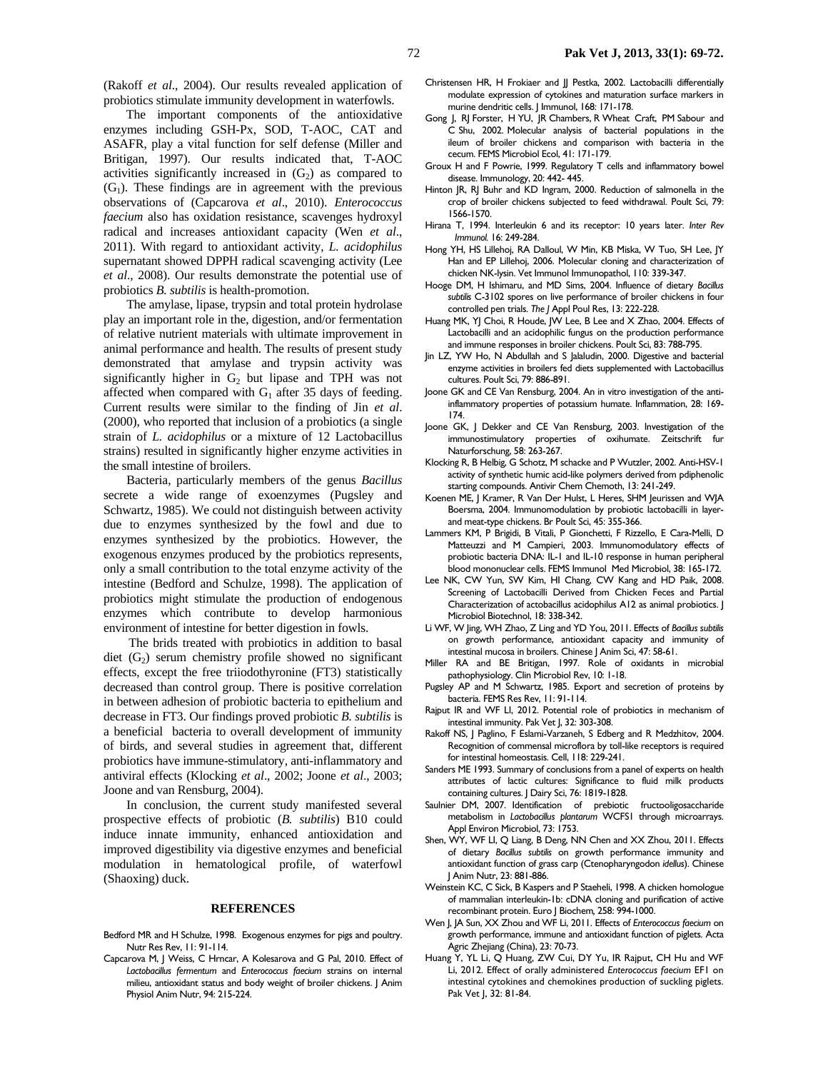(Rakoff *et al*., 2004). Our results revealed application of probiotics stimulate immunity development in waterfowls.

The important components of the antioxidative enzymes including GSH-Px, SOD, T-AOC, CAT and ASAFR, play a vital function for self defense (Miller and Britigan, 1997). Our results indicated that, T-AOC activities significantly increased in ($G_2$) as compared to ($G_1$). These findings are in agreement with the previous observations of (Capcarova *et al*., 2010). *Enterococcus faecium* also has oxidation resistance, scavenges hydroxyl radical and increases antioxidant capacity (Wen *et al*., 2011). With regard to antioxidant activity, *L. acidophilus* supernatant showed DPPH radical scavenging activity (Lee *et al*., 2008). Our results demonstrate the potential use of probiotics *B. subtilis* is health-promotion.

The amylase, lipase, trypsin and total protein hydrolase play an important role in the, digestion, and/or fermentation of relative nutrient materials with ultimate improvement in animal performance and health. The results of present study demonstrated that amylase and trypsin activity was significantly higher in $G_2$ but lipase and TPH was not affected when compared with $G_1$ after 35 days of feeding. Current results were similar to the finding of Jin *et al*. (2000), who reported that inclusion of a probiotics (a single strain of *L. acidophilus* or a mixture of 12 Lactobacillus strains) resulted in significantly higher enzyme activities in the small intestine of broilers.

Bacteria, particularly members of the genus *Bacillus* secrete a wide range of exoenzymes (Pugsley and Schwartz, 1985). We could not distinguish between activity due to enzymes synthesized by the fowl and due to enzymes synthesized by the probiotics. However, the exogenous enzymes produced by the probiotics represents, only a small contribution to the total enzyme activity of the intestine (Bedford and Schulze, 1998). The application of probiotics might stimulate the production of endogenous enzymes which contribute to develop harmonious environment of intestine for better digestion in fowls.

The brids treated with probiotics in addition to basal diet ($G_2$) serum chemistry profile showed no significant effects, except the free triiodothyronine (FT3) statistically decreased than control group. There is positive correlation in between adhesion of probiotic bacteria to epithelium and decrease in FT3. Our findings proved probiotic *B. subtilis* is a beneficial bacteria to overall development of immunity of birds, and several studies in agreement that, different probiotics have immune-stimulatory, anti-inflammatory and antiviral effects (Klocking *et al*., 2002; Joone *et al*., 2003; Joone and van Rensburg, 2004).

In conclusion, the current study manifested several prospective effects of probiotic (*B. subtilis*) B10 could induce innate immunity, enhanced antioxidation and improved digestibility via digestive enzymes and beneficial modulation in hematological profile, of waterfowl (Shaoxing) duck.

## REFERENCES

Bedford MR and H Schulze, 1998. Exogenous enzymes for pigs and poultry. Nutr Res Rev, 11: 91-114.

Capcarova M, J Weiss, C Hrncar, A Kolesarova and G Pal, 2010. Effect of *Lactobacillus fermentum* and *Enterococcus faecium* strains on internal milieu, antioxidant status and body weight of broiler chickens. J Anim Physiol Anim Nutr, 94: 215-224.

Christensen HR, H Frokiaer and JJ Pestka, 2002. Lactobacilli differentially modulate expression of cytokines and maturation surface markers in murine dendritic cells. J Immunol, 168: 171-178.

Gong J, RJ Forster, H YU, JR Chambers, R Wheat Craft, PM Sabour and C Shu, 2002. Molecular analysis of bacterial populations in the ileum of broiler chickens and comparison with bacteria in the cecum. FEMS Microbiol Ecol, 41: 171-179.

Groux H and F Powrie, 1999. Regulatory T cells and inflammatory bowel disease. Immunology, 20: 442- 445.

Hinton JR, RJ Buhr and KD Ingram, 2000. Reduction of salmonella in the crop of broiler chickens subjected to feed withdrawal. Poult Sci, 79: 1566-1570.

Hirana T, 1994. Interleukin 6 and its receptor: 10 years later. *Inter Rev Immunol.* 16: 249-284.

Hong YH, HS Lillehoj, RA Dalloul, W Min, KB Miska, W Tuo, SH Lee, JY Han and EP Lillehoj, 2006. Molecular cloning and characterization of chicken NK-lysin. Vet Immunol Immunopathol, 110: 339-347.

Hooge DM, H Ishimaru, and MD Sims, 2004. Influence of dietary *Bacillus subtilis* C-3102 spores on live performance of broiler chickens in four controlled pen trials. *The J* Appl Poul Res, 13: 222-228.

Huang MK, YJ Choi, R Houde, JW Lee, B Lee and X Zhao, 2004. Effects of Lactobacilli and an acidophilic fungus on the production performance and immune responses in broiler chickens. Poult Sci, 83: 788-795.

Jin LZ, YW Ho, N Abdullah and S Jalaludin, 2000. Digestive and bacterial enzyme activities in broilers fed diets supplemented with Lactobacillus cultures. Poult Sci, 79: 886-891.

Joone GK and CE Van Rensburg, 2004. An in vitro investigation of the anti-inflammatory properties of potassium humate. Inflammation, 28: 169-174.

Joone GK, J Dekker and CE Van Rensburg, 2003. Investigation of the immunostimulatory properties of oxihumate. Zeitschrift fur Naturforschung, 58: 263-267.

Klocking R, B Helbig, G Schotz, M schacke and P Wutzler, 2002. Anti-HSV-1 activity of synthetic humic acid-like polymers derived from pdiphenolic starting compounds. Antivir Chem Chemoth, 13: 241-249.

Koenen ME, J Kramer, R Van Der Hulst, L Heres, SHM Jeurissen and WJA Boersma, 2004. Immunomodulation by probiotic lactobacilli in layer-and meat-type chickens. Br Poult Sci, 45: 355-366.

Lammers KM, P Brigidi, B Vitali, P Gionchetti, F Rizzello, E Cara-Melli, D Matteuzzi and M Campieri, 2003. Immunomodulatory effects of probiotic bacteria DNA: IL-1 and IL-10 response in human peripheral blood mononuclear cells. FEMS Immunol Med Microbiol, 38: 165-172.

Lee NK, CW Yun, SW Kim, HI Chang, CW Kang and HD Paik, 2008. Screening of Lactobacilli Derived from Chicken Feces and Partial Characterization of actobacillus acidophilus A12 as animal probiotics. J Microbiol Biotechnol, 18: 338-342.

Li WF, W Jing, WH Zhao, Z Ling and YD You, 2011. Effects of *Bacillus subtilis* on growth performance, antioxidant capacity and immunity of intestinal mucosa in broilers. Chinese J Anim Sci, 47: 58-61.

Miller RA and BE Britigan, 1997. Role of oxidants in microbial pathophysiology. Clin Microbiol Rev, 10: 1-18.

Pugsley AP and M Schwartz, 1985. Export and secretion of proteins by bacteria. FEMS Res Rev, 11: 91-114.

Rajput IR and WF LI, 2012. Potential role of probiotics in mechanism of intestinal immunity. Pak Vet J, 32: 303-308.

Rakoff NS, J Paglino, F Eslami-Varzaneh, S Edberg and R Medzhitov, 2004. Recognition of commensal microflora by toll-like receptors is required for intestinal homeostasis. Cell, 118: 229-241.

Sanders ME 1993. Summary of conclusions from a panel of experts on health attributes of lactic cultures: Significance to fluid milk products containing cultures. J Dairy Sci, 76: 1819-1828.

Saulnier DM, 2007. Identification of prebiotic fructooligosaccharide metabolism in *Lactobacillus plantarum* WCFS1 through microarrays. Appl Environ Microbiol, 73: 1753.

Shen, WY, WF LI, Q Liang, B Deng, NN Chen and XX Zhou, 2011. Effects of dietary *Bacillus subtilis* on growth performance immunity and antioxidant function of grass carp (Ctenopharyngodon *idellus*). Chinese J Anim Nutr, 23: 881-886.

Weinstein KC, C Sick, B Kaspers and P Staeheli, 1998. A chicken homologue of mammalian interleukin-1b: cDNA cloning and purification of active recombinant protein. Euro J Biochem, 258: 994-1000.

Wen J, JA Sun, XX Zhou and WF Li, 2011. Effects of *Enterococcus faecium* on growth performance, immune and antioxidant function of piglets. Acta Agric Zhejiang (China), 23: 70-73.

Huang Y, YL Li, Q Huang, ZW Cui, DY Yu, IR Rajput, CH Hu and WF Li, 2012. Effect of orally administered *Enterococcus faecium* EF1 on intestinal cytokines and chemokines production of suckling piglets. Pak Vet J, 32: 81-84.